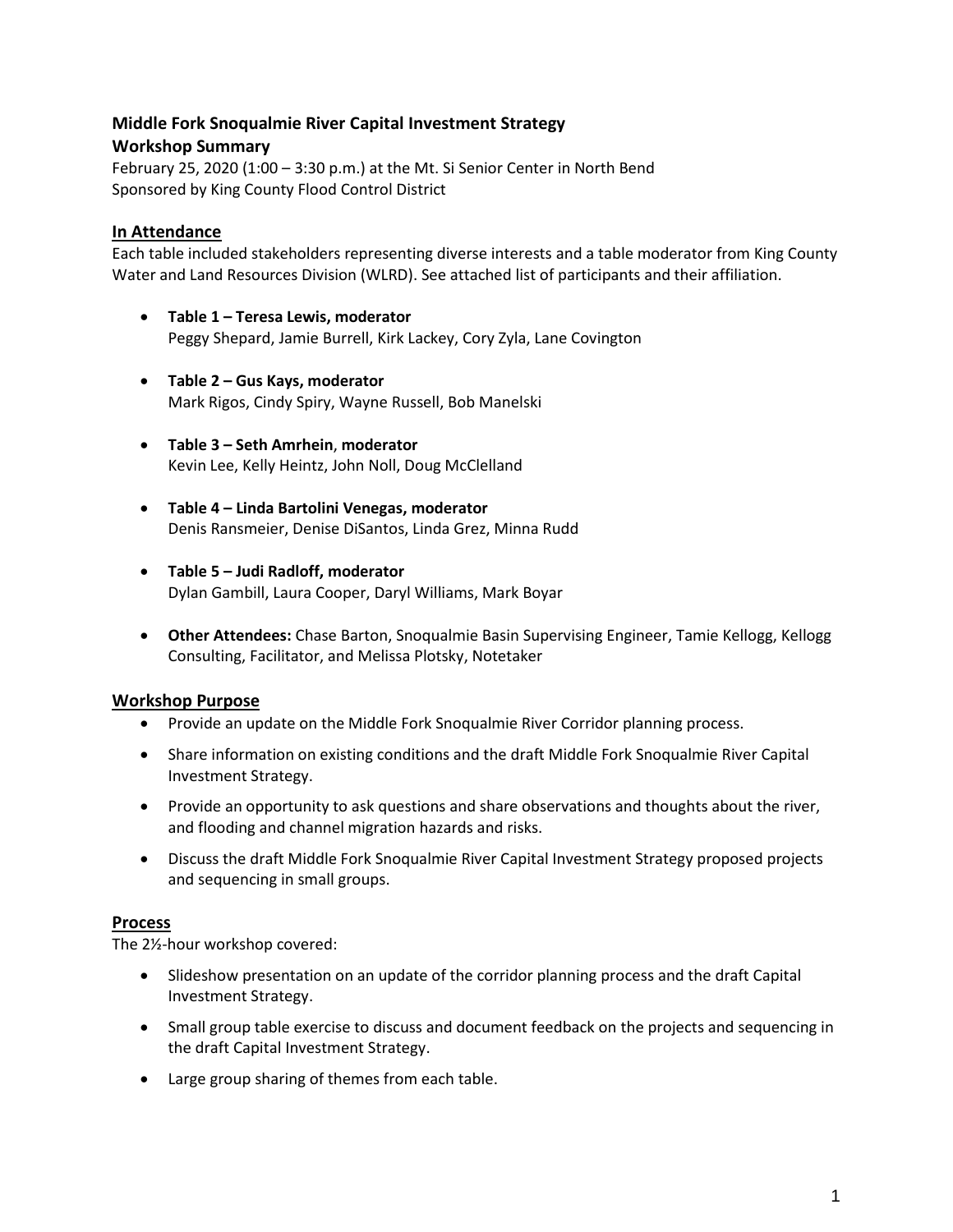**Middle Fork Snoqualmie River Capital Investment Strategy**
**Workshop Summary**
February 25, 2020 (1:00 – 3:30 p.m.) at the Mt. Si Senior Center in North Bend
Sponsored by King County Flood Control District

## In Attendance

Each table included stakeholders representing diverse interests and a table moderator from King County Water and Land Resources Division (WLRD). See attached list of participants and their affiliation.

- **Table 1 – Teresa Lewis, moderator**
  Peggy Shepard, Jamie Burrell, Kirk Lackey, Cory Zyla, Lane Covington
- **Table 2 – Gus Kays, moderator**
  Mark Rigos, Cindy Spiry, Wayne Russell, Bob Manelski
- **Table 3 – Seth Amrhein, moderator**
  Kevin Lee, Kelly Heintz, John Noll, Doug McClelland
- **Table 4 – Linda Bartolini Venegas, moderator**
  Denis Ransmeier, Denise DiSantos, Linda Grez, Minna Rudd
- **Table 5 – Judi Radloff, moderator**
  Dylan Gambill, Laura Cooper, Daryl Williams, Mark Boyar
- **Other Attendees:** Chase Barton, Snoqualmie Basin Supervising Engineer, Tamie Kellogg, Kellogg Consulting, Facilitator, and Melissa Plotsky, Notetaker

## Workshop Purpose

- Provide an update on the Middle Fork Snoqualmie River Corridor planning process.
- Share information on existing conditions and the draft Middle Fork Snoqualmie River Capital Investment Strategy.
- Provide an opportunity to ask questions and share observations and thoughts about the river, and flooding and channel migration hazards and risks.
- Discuss the draft Middle Fork Snoqualmie River Capital Investment Strategy proposed projects and sequencing in small groups.

## Process

The 2½-hour workshop covered:

- Slideshow presentation on an update of the corridor planning process and the draft Capital Investment Strategy.
- Small group table exercise to discuss and document feedback on the projects and sequencing in the draft Capital Investment Strategy.
- Large group sharing of themes from each table.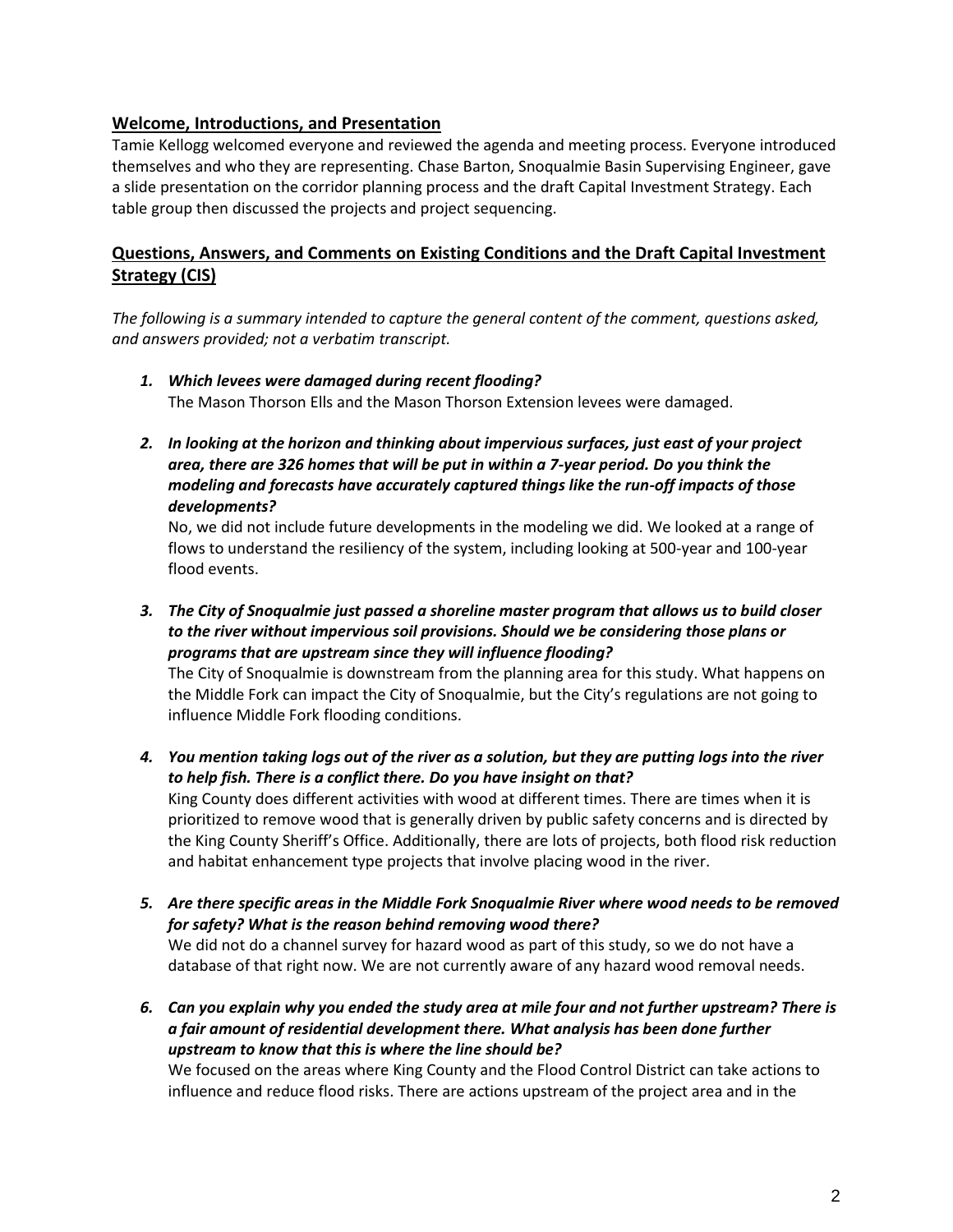## Welcome, Introductions, and Presentation

Tamie Kellogg welcomed everyone and reviewed the agenda and meeting process. Everyone introduced themselves and who they are representing. Chase Barton, Snoqualmie Basin Supervising Engineer, gave a slide presentation on the corridor planning process and the draft Capital Investment Strategy. Each table group then discussed the projects and project sequencing.

## Questions, Answers, and Comments on Existing Conditions and the Draft Capital Investment Strategy (CIS)

*The following is a summary intended to capture the general content of the comment, questions asked, and answers provided; not a verbatim transcript.*

1. ***Which levees were damaged during recent flooding?***
   The Mason Thorson Ells and the Mason Thorson Extension levees were damaged.

2. ***In looking at the horizon and thinking about impervious surfaces, just east of your project area, there are 326 homes that will be put in within a 7-year period. Do you think the modeling and forecasts have accurately captured things like the run-off impacts of those developments?***
   No, we did not include future developments in the modeling we did. We looked at a range of flows to understand the resiliency of the system, including looking at 500-year and 100-year flood events.

3. ***The City of Snoqualmie just passed a shoreline master program that allows us to build closer to the river without impervious soil provisions. Should we be considering those plans or programs that are upstream since they will influence flooding?***
   The City of Snoqualmie is downstream from the planning area for this study. What happens on the Middle Fork can impact the City of Snoqualmie, but the City's regulations are not going to influence Middle Fork flooding conditions.

4. ***You mention taking logs out of the river as a solution, but they are putting logs into the river to help fish. There is a conflict there. Do you have insight on that?***
   King County does different activities with wood at different times. There are times when it is prioritized to remove wood that is generally driven by public safety concerns and is directed by the King County Sheriff's Office. Additionally, there are lots of projects, both flood risk reduction and habitat enhancement type projects that involve placing wood in the river.

5. ***Are there specific areas in the Middle Fork Snoqualmie River where wood needs to be removed for safety? What is the reason behind removing wood there?***
   We did not do a channel survey for hazard wood as part of this study, so we do not have a database of that right now. We are not currently aware of any hazard wood removal needs.

6. ***Can you explain why you ended the study area at mile four and not further upstream? There is a fair amount of residential development there. What analysis has been done further upstream to know that this is where the line should be?***
   We focused on the areas where King County and the Flood Control District can take actions to influence and reduce flood risks. There are actions upstream of the project area and in the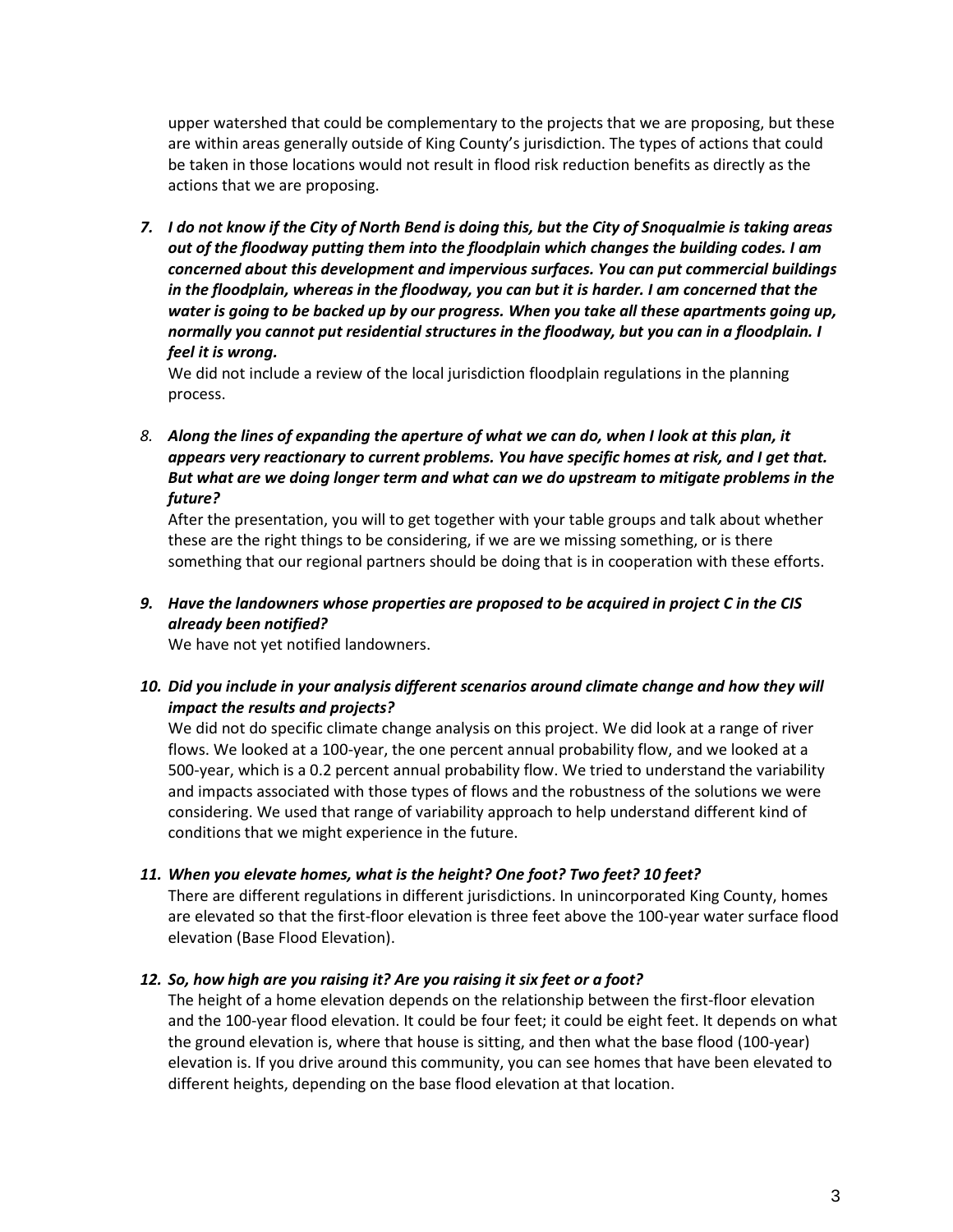upper watershed that could be complementary to the projects that we are proposing, but these are within areas generally outside of King County's jurisdiction. The types of actions that could be taken in those locations would not result in flood risk reduction benefits as directly as the actions that we are proposing.

7. ***I do not know if the City of North Bend is doing this, but the City of Snoqualmie is taking areas out of the floodway putting them into the floodplain which changes the building codes. I am concerned about this development and impervious surfaces. You can put commercial buildings in the floodplain, whereas in the floodway, you can but it is harder. I am concerned that the water is going to be backed up by our progress. When you take all these apartments going up, normally you cannot put residential structures in the floodway, but you can in a floodplain. I feel it is wrong.***

   We did not include a review of the local jurisdiction floodplain regulations in the planning process.

8. ***Along the lines of expanding the aperture of what we can do, when I look at this plan, it appears very reactionary to current problems. You have specific homes at risk, and I get that. But what are we doing longer term and what can we do upstream to mitigate problems in the future?***

   After the presentation, you will to get together with your table groups and talk about whether these are the right things to be considering, if we are we missing something, or is there something that our regional partners should be doing that is in cooperation with these efforts.

9. ***Have the landowners whose properties are proposed to be acquired in project C in the CIS already been notified?***

   We have not yet notified landowners.

10. ***Did you include in your analysis different scenarios around climate change and how they will impact the results and projects?***

    We did not do specific climate change analysis on this project. We did look at a range of river flows. We looked at a 100-year, the one percent annual probability flow, and we looked at a 500-year, which is a 0.2 percent annual probability flow. We tried to understand the variability and impacts associated with those types of flows and the robustness of the solutions we were considering. We used that range of variability approach to help understand different kind of conditions that we might experience in the future.

11. ***When you elevate homes, what is the height? One foot? Two feet? 10 feet?***

    There are different regulations in different jurisdictions. In unincorporated King County, homes are elevated so that the first-floor elevation is three feet above the 100-year water surface flood elevation (Base Flood Elevation).

12. ***So, how high are you raising it? Are you raising it six feet or a foot?***

    The height of a home elevation depends on the relationship between the first-floor elevation and the 100-year flood elevation. It could be four feet; it could be eight feet. It depends on what the ground elevation is, where that house is sitting, and then what the base flood (100-year) elevation is. If you drive around this community, you can see homes that have been elevated to different heights, depending on the base flood elevation at that location.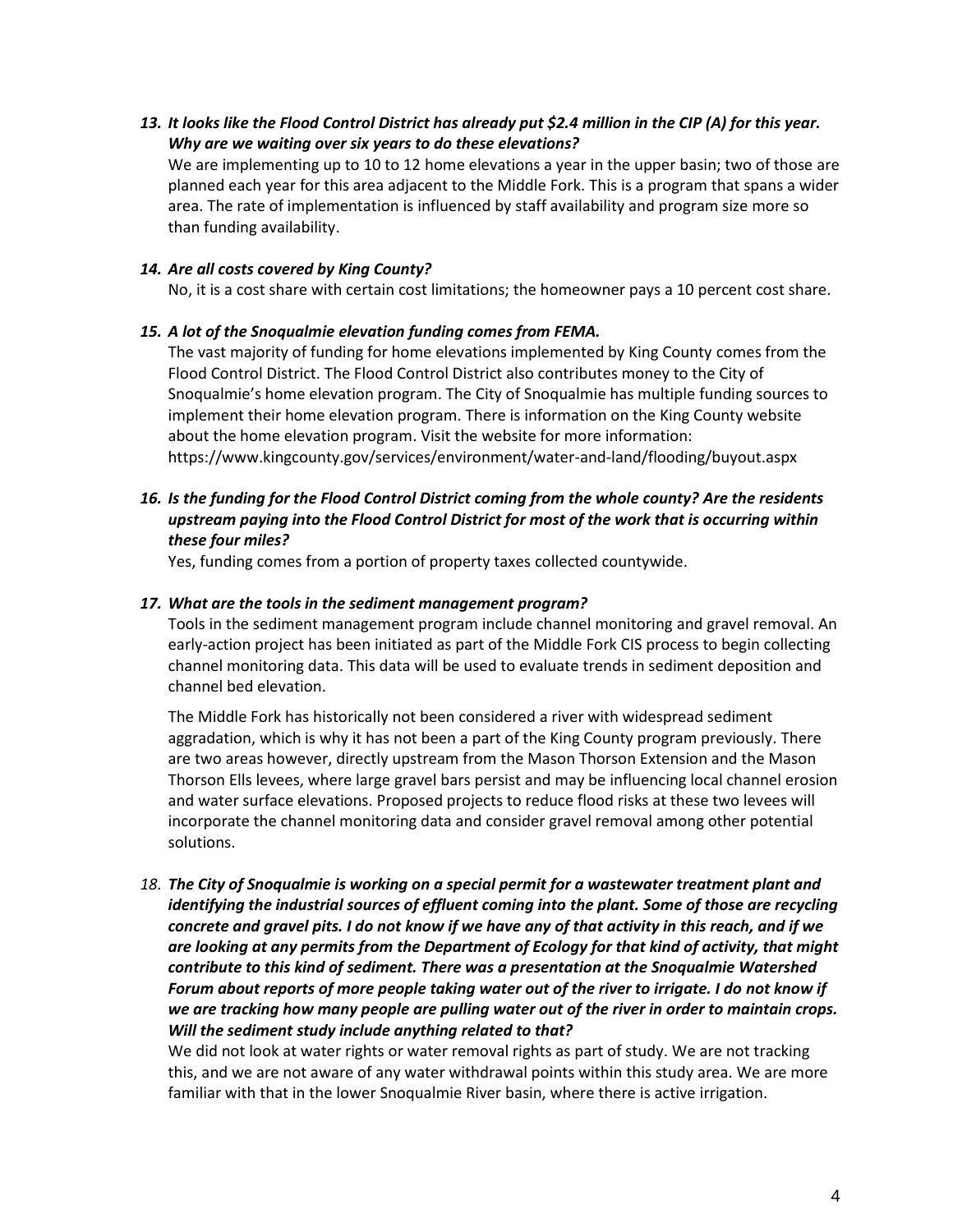*13. It looks like the Flood Control District has already put $2.4 million in the CIP (A) for this year. Why are we waiting over six years to do these elevations?*

We are implementing up to 10 to 12 home elevations a year in the upper basin; two of those are planned each year for this area adjacent to the Middle Fork. This is a program that spans a wider area. The rate of implementation is influenced by staff availability and program size more so than funding availability.

*14. Are all costs covered by King County?*

No, it is a cost share with certain cost limitations; the homeowner pays a 10 percent cost share.

*15. A lot of the Snoqualmie elevation funding comes from FEMA.*

The vast majority of funding for home elevations implemented by King County comes from the Flood Control District. The Flood Control District also contributes money to the City of Snoqualmie's home elevation program. The City of Snoqualmie has multiple funding sources to implement their home elevation program. There is information on the King County website about the home elevation program. Visit the website for more information: https://www.kingcounty.gov/services/environment/water-and-land/flooding/buyout.aspx

*16. Is the funding for the Flood Control District coming from the whole county? Are the residents upstream paying into the Flood Control District for most of the work that is occurring within these four miles?*

Yes, funding comes from a portion of property taxes collected countywide.

*17. What are the tools in the sediment management program?*

Tools in the sediment management program include channel monitoring and gravel removal. An early-action project has been initiated as part of the Middle Fork CIS process to begin collecting channel monitoring data. This data will be used to evaluate trends in sediment deposition and channel bed elevation.

The Middle Fork has historically not been considered a river with widespread sediment aggradation, which is why it has not been a part of the King County program previously. There are two areas however, directly upstream from the Mason Thorson Extension and the Mason Thorson Ells levees, where large gravel bars persist and may be influencing local channel erosion and water surface elevations. Proposed projects to reduce flood risks at these two levees will incorporate the channel monitoring data and consider gravel removal among other potential solutions.

*18. The City of Snoqualmie is working on a special permit for a wastewater treatment plant and identifying the industrial sources of effluent coming into the plant. Some of those are recycling concrete and gravel pits. I do not know if we have any of that activity in this reach, and if we are looking at any permits from the Department of Ecology for that kind of activity, that might contribute to this kind of sediment. There was a presentation at the Snoqualmie Watershed Forum about reports of more people taking water out of the river to irrigate. I do not know if we are tracking how many people are pulling water out of the river in order to maintain crops. Will the sediment study include anything related to that?*

We did not look at water rights or water removal rights as part of study. We are not tracking this, and we are not aware of any water withdrawal points within this study area. We are more familiar with that in the lower Snoqualmie River basin, where there is active irrigation.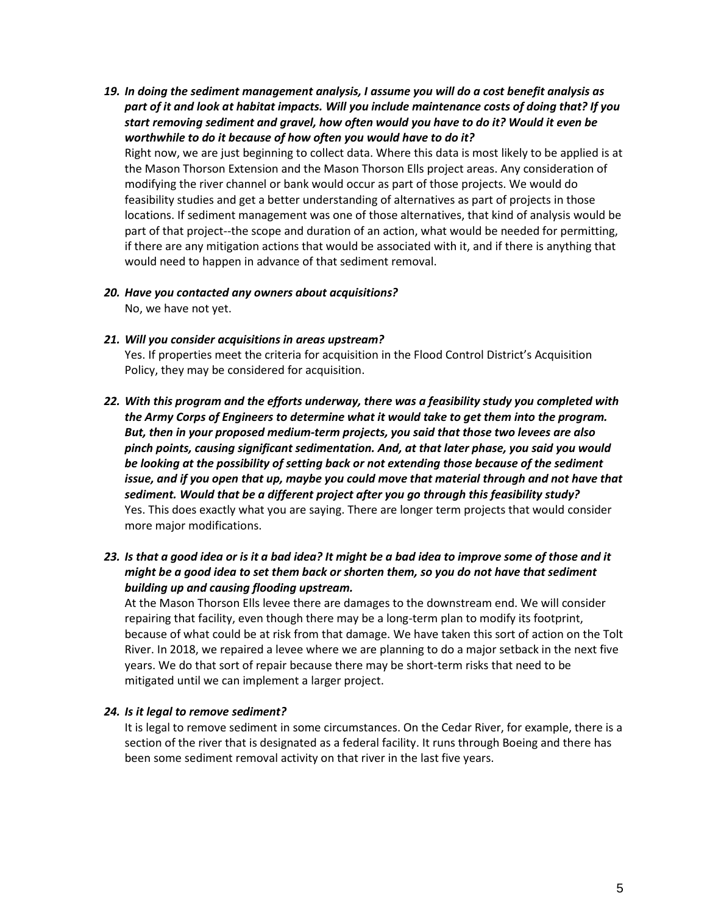19. ***In doing the sediment management analysis, I assume you will do a cost benefit analysis as part of it and look at habitat impacts. Will you include maintenance costs of doing that? If you start removing sediment and gravel, how often would you have to do it? Would it even be worthwhile to do it because of how often you would have to do it?***

    Right now, we are just beginning to collect data. Where this data is most likely to be applied is at the Mason Thorson Extension and the Mason Thorson Ells project areas. Any consideration of modifying the river channel or bank would occur as part of those projects. We would do feasibility studies and get a better understanding of alternatives as part of projects in those locations. If sediment management was one of those alternatives, that kind of analysis would be part of that project--the scope and duration of an action, what would be needed for permitting, if there are any mitigation actions that would be associated with it, and if there is anything that would need to happen in advance of that sediment removal.

20. ***Have you contacted any owners about acquisitions?***

    No, we have not yet.

21. ***Will you consider acquisitions in areas upstream?***

    Yes. If properties meet the criteria for acquisition in the Flood Control District's Acquisition Policy, they may be considered for acquisition.

22. ***With this program and the efforts underway, there was a feasibility study you completed with the Army Corps of Engineers to determine what it would take to get them into the program. But, then in your proposed medium-term projects, you said that those two levees are also pinch points, causing significant sedimentation. And, at that later phase, you said you would be looking at the possibility of setting back or not extending those because of the sediment issue, and if you open that up, maybe you could move that material through and not have that sediment. Would that be a different project after you go through this feasibility study?***

    Yes. This does exactly what you are saying. There are longer term projects that would consider more major modifications.

23. ***Is that a good idea or is it a bad idea? It might be a bad idea to improve some of those and it might be a good idea to set them back or shorten them, so you do not have that sediment building up and causing flooding upstream.***

    At the Mason Thorson Ells levee there are damages to the downstream end. We will consider repairing that facility, even though there may be a long-term plan to modify its footprint, because of what could be at risk from that damage. We have taken this sort of action on the Tolt River. In 2018, we repaired a levee where we are planning to do a major setback in the next five years. We do that sort of repair because there may be short-term risks that need to be mitigated until we can implement a larger project.

24. ***Is it legal to remove sediment?***

    It is legal to remove sediment in some circumstances. On the Cedar River, for example, there is a section of the river that is designated as a federal facility. It runs through Boeing and there has been some sediment removal activity on that river in the last five years.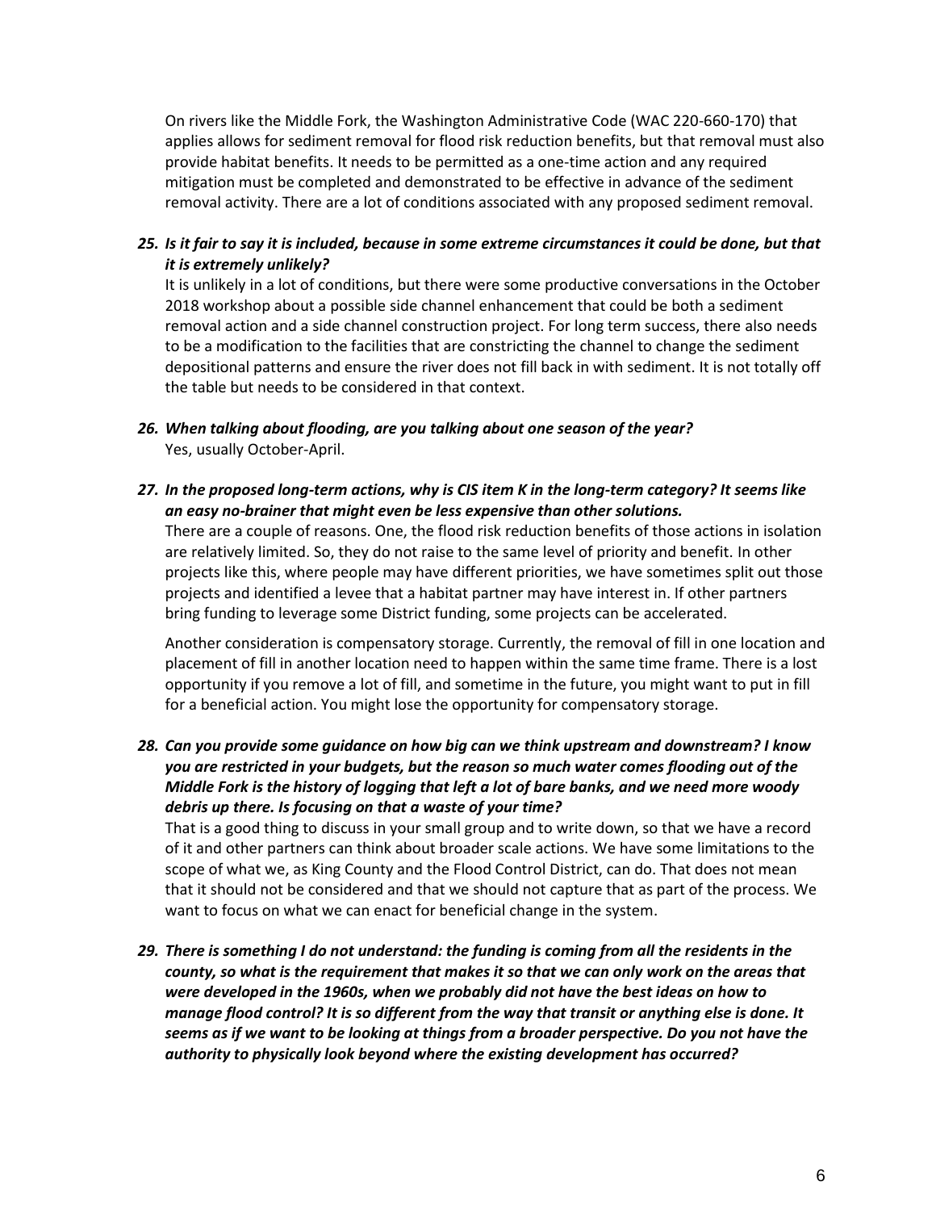On rivers like the Middle Fork, the Washington Administrative Code (WAC 220-660-170) that applies allows for sediment removal for flood risk reduction benefits, but that removal must also provide habitat benefits. It needs to be permitted as a one-time action and any required mitigation must be completed and demonstrated to be effective in advance of the sediment removal activity. There are a lot of conditions associated with any proposed sediment removal.

25. ***Is it fair to say it is included, because in some extreme circumstances it could be done, but that it is extremely unlikely?***
    It is unlikely in a lot of conditions, but there were some productive conversations in the October 2018 workshop about a possible side channel enhancement that could be both a sediment removal action and a side channel construction project. For long term success, there also needs to be a modification to the facilities that are constricting the channel to change the sediment depositional patterns and ensure the river does not fill back in with sediment. It is not totally off the table but needs to be considered in that context.

26. ***When talking about flooding, are you talking about one season of the year?***
    Yes, usually October-April.

27. ***In the proposed long-term actions, why is CIS item K in the long-term category? It seems like an easy no-brainer that might even be less expensive than other solutions.***
    There are a couple of reasons. One, the flood risk reduction benefits of those actions in isolation are relatively limited. So, they do not raise to the same level of priority and benefit. In other projects like this, where people may have different priorities, we have sometimes split out those projects and identified a levee that a habitat partner may have interest in. If other partners bring funding to leverage some District funding, some projects can be accelerated.

    Another consideration is compensatory storage. Currently, the removal of fill in one location and placement of fill in another location need to happen within the same time frame. There is a lost opportunity if you remove a lot of fill, and sometime in the future, you might want to put in fill for a beneficial action. You might lose the opportunity for compensatory storage.

28. ***Can you provide some guidance on how big can we think upstream and downstream? I know you are restricted in your budgets, but the reason so much water comes flooding out of the Middle Fork is the history of logging that left a lot of bare banks, and we need more woody debris up there. Is focusing on that a waste of your time?***
    That is a good thing to discuss in your small group and to write down, so that we have a record of it and other partners can think about broader scale actions. We have some limitations to the scope of what we, as King County and the Flood Control District, can do. That does not mean that it should not be considered and that we should not capture that as part of the process. We want to focus on what we can enact for beneficial change in the system.

29. ***There is something I do not understand: the funding is coming from all the residents in the county, so what is the requirement that makes it so that we can only work on the areas that were developed in the 1960s, when we probably did not have the best ideas on how to manage flood control? It is so different from the way that transit or anything else is done. It seems as if we want to be looking at things from a broader perspective. Do you not have the authority to physically look beyond where the existing development has occurred?***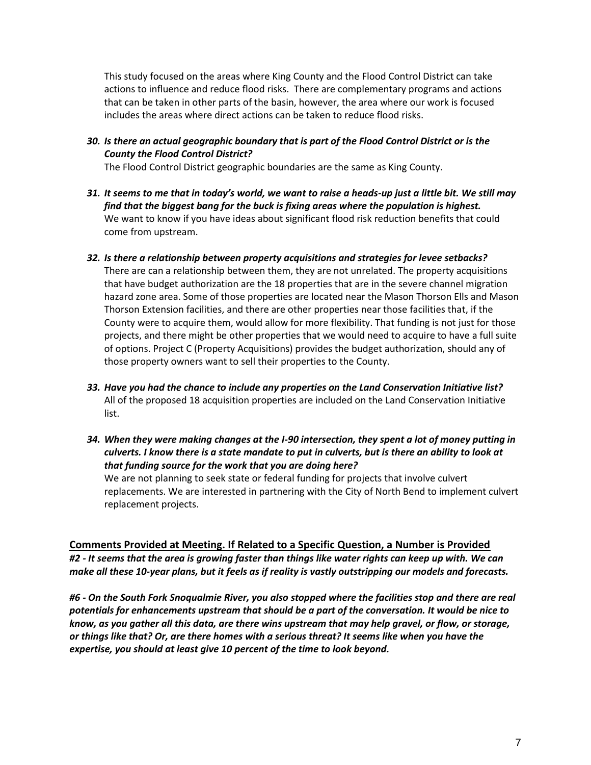This study focused on the areas where King County and the Flood Control District can take actions to influence and reduce flood risks. There are complementary programs and actions that can be taken in other parts of the basin, however, the area where our work is focused includes the areas where direct actions can be taken to reduce flood risks.

30. ***Is there an actual geographic boundary that is part of the Flood Control District or is the County the Flood Control District?***
    The Flood Control District geographic boundaries are the same as King County.

31. ***It seems to me that in today's world, we want to raise a heads-up just a little bit. We still may find that the biggest bang for the buck is fixing areas where the population is highest.***
    We want to know if you have ideas about significant flood risk reduction benefits that could come from upstream.

32. ***Is there a relationship between property acquisitions and strategies for levee setbacks?***
    There are can a relationship between them, they are not unrelated. The property acquisitions that have budget authorization are the 18 properties that are in the severe channel migration hazard zone area. Some of those properties are located near the Mason Thorson Ells and Mason Thorson Extension facilities, and there are other properties near those facilities that, if the County were to acquire them, would allow for more flexibility. That funding is not just for those projects, and there might be other properties that we would need to acquire to have a full suite of options. Project C (Property Acquisitions) provides the budget authorization, should any of those property owners want to sell their properties to the County.

33. ***Have you had the chance to include any properties on the Land Conservation Initiative list?***
    All of the proposed 18 acquisition properties are included on the Land Conservation Initiative list.

34. ***When they were making changes at the I-90 intersection, they spent a lot of money putting in culverts. I know there is a state mandate to put in culverts, but is there an ability to look at that funding source for the work that you are doing here?***
    We are not planning to seek state or federal funding for projects that involve culvert replacements. We are interested in partnering with the City of North Bend to implement culvert replacement projects.

## Comments Provided at Meeting. If Related to a Specific Question, a Number is Provided

***#2 - It seems that the area is growing faster than things like water rights can keep up with. We can make all these 10-year plans, but it feels as if reality is vastly outstripping our models and forecasts.***

***#6 - On the South Fork Snoqualmie River, you also stopped where the facilities stop and there are real potentials for enhancements upstream that should be a part of the conversation. It would be nice to know, as you gather all this data, are there wins upstream that may help gravel, or flow, or storage, or things like that? Or, are there homes with a serious threat? It seems like when you have the expertise, you should at least give 10 percent of the time to look beyond.***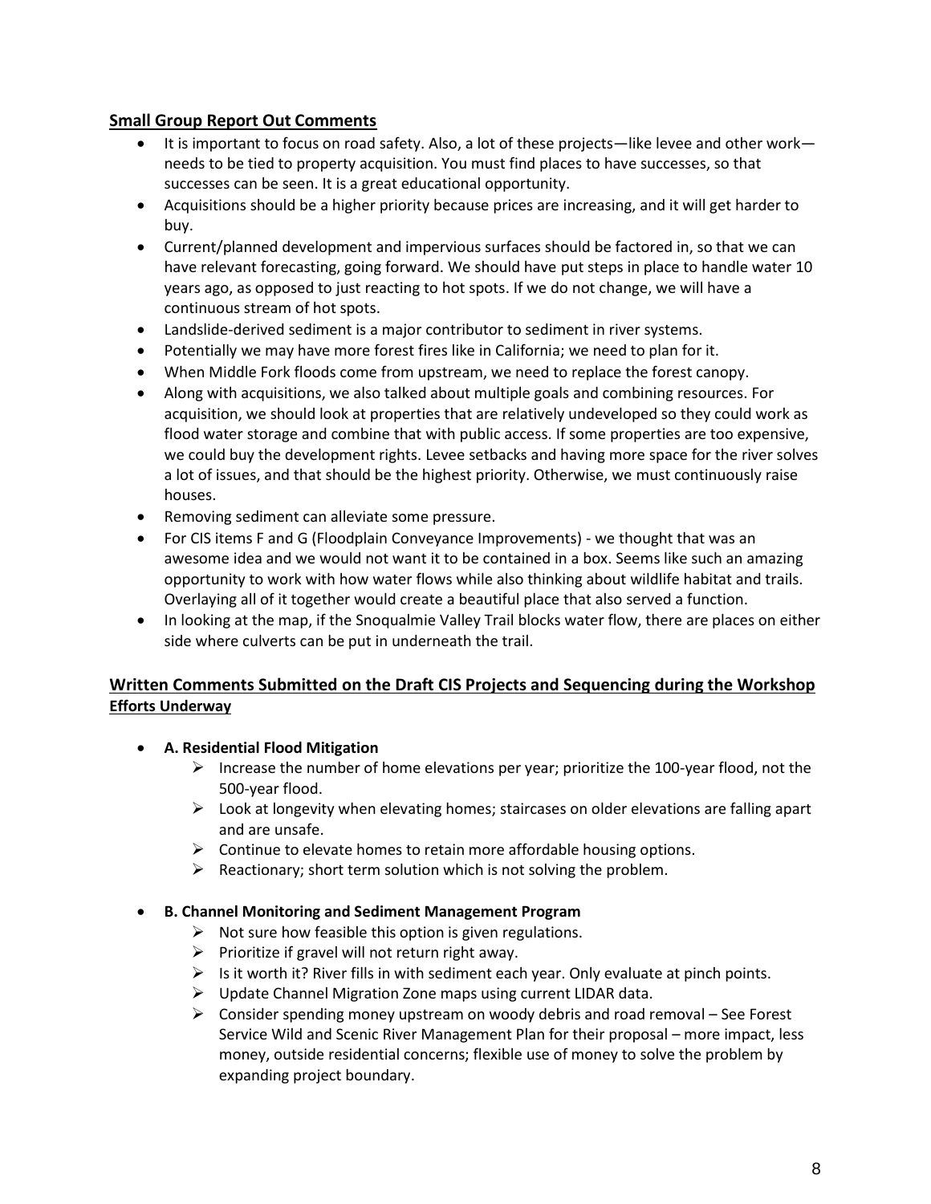## Small Group Report Out Comments

- It is important to focus on road safety. Also, a lot of these projects—like levee and other work—needs to be tied to property acquisition. You must find places to have successes, so that successes can be seen. It is a great educational opportunity.
- Acquisitions should be a higher priority because prices are increasing, and it will get harder to buy.
- Current/planned development and impervious surfaces should be factored in, so that we can have relevant forecasting, going forward. We should have put steps in place to handle water 10 years ago, as opposed to just reacting to hot spots. If we do not change, we will have a continuous stream of hot spots.
- Landslide-derived sediment is a major contributor to sediment in river systems.
- Potentially we may have more forest fires like in California; we need to plan for it.
- When Middle Fork floods come from upstream, we need to replace the forest canopy.
- Along with acquisitions, we also talked about multiple goals and combining resources. For acquisition, we should look at properties that are relatively undeveloped so they could work as flood water storage and combine that with public access. If some properties are too expensive, we could buy the development rights. Levee setbacks and having more space for the river solves a lot of issues, and that should be the highest priority. Otherwise, we must continuously raise houses.
- Removing sediment can alleviate some pressure.
- For CIS items F and G (Floodplain Conveyance Improvements) - we thought that was an awesome idea and we would not want it to be contained in a box. Seems like such an amazing opportunity to work with how water flows while also thinking about wildlife habitat and trails. Overlaying all of it together would create a beautiful place that also served a function.
- In looking at the map, if the Snoqualmie Valley Trail blocks water flow, there are places on either side where culverts can be put in underneath the trail.

## Written Comments Submitted on the Draft CIS Projects and Sequencing during the Workshop

### Efforts Underway

- **A. Residential Flood Mitigation**
  - Increase the number of home elevations per year; prioritize the 100-year flood, not the 500-year flood.
  - Look at longevity when elevating homes; staircases on older elevations are falling apart and are unsafe.
  - Continue to elevate homes to retain more affordable housing options.
  - Reactionary; short term solution which is not solving the problem.

- **B. Channel Monitoring and Sediment Management Program**
  - Not sure how feasible this option is given regulations.
  - Prioritize if gravel will not return right away.
  - Is it worth it? River fills in with sediment each year. Only evaluate at pinch points.
  - Update Channel Migration Zone maps using current LIDAR data.
  - Consider spending money upstream on woody debris and road removal – See Forest Service Wild and Scenic River Management Plan for their proposal – more impact, less money, outside residential concerns; flexible use of money to solve the problem by expanding project boundary.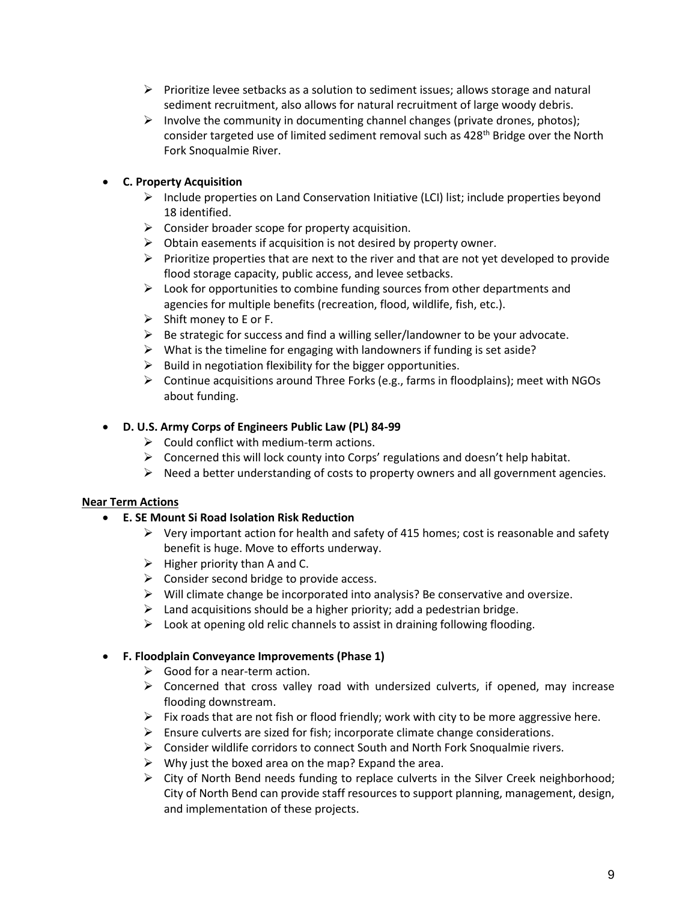- Prioritize levee setbacks as a solution to sediment issues; allows storage and natural sediment recruitment, also allows for natural recruitment of large woody debris.
- Involve the community in documenting channel changes (private drones, photos); consider targeted use of limited sediment removal such as 428th Bridge over the North Fork Snoqualmie River.

- **C. Property Acquisition**
  - Include properties on Land Conservation Initiative (LCI) list; include properties beyond 18 identified.
  - Consider broader scope for property acquisition.
  - Obtain easements if acquisition is not desired by property owner.
  - Prioritize properties that are next to the river and that are not yet developed to provide flood storage capacity, public access, and levee setbacks.
  - Look for opportunities to combine funding sources from other departments and agencies for multiple benefits (recreation, flood, wildlife, fish, etc.).
  - Shift money to E or F.
  - Be strategic for success and find a willing seller/landowner to be your advocate.
  - What is the timeline for engaging with landowners if funding is set aside?
  - Build in negotiation flexibility for the bigger opportunities.
  - Continue acquisitions around Three Forks (e.g., farms in floodplains); meet with NGOs about funding.

- **D. U.S. Army Corps of Engineers Public Law (PL) 84-99**
  - Could conflict with medium-term actions.
  - Concerned this will lock county into Corps' regulations and doesn't help habitat.
  - Need a better understanding of costs to property owners and all government agencies.

**Near Term Actions**

- **E. SE Mount Si Road Isolation Risk Reduction**
  - Very important action for health and safety of 415 homes; cost is reasonable and safety benefit is huge. Move to efforts underway.
  - Higher priority than A and C.
  - Consider second bridge to provide access.
  - Will climate change be incorporated into analysis? Be conservative and oversize.
  - Land acquisitions should be a higher priority; add a pedestrian bridge.
  - Look at opening old relic channels to assist in draining following flooding.

- **F. Floodplain Conveyance Improvements (Phase 1)**
  - Good for a near-term action.
  - Concerned that cross valley road with undersized culverts, if opened, may increase flooding downstream.
  - Fix roads that are not fish or flood friendly; work with city to be more aggressive here.
  - Ensure culverts are sized for fish; incorporate climate change considerations.
  - Consider wildlife corridors to connect South and North Fork Snoqualmie rivers.
  - Why just the boxed area on the map? Expand the area.
  - City of North Bend needs funding to replace culverts in the Silver Creek neighborhood; City of North Bend can provide staff resources to support planning, management, design, and implementation of these projects.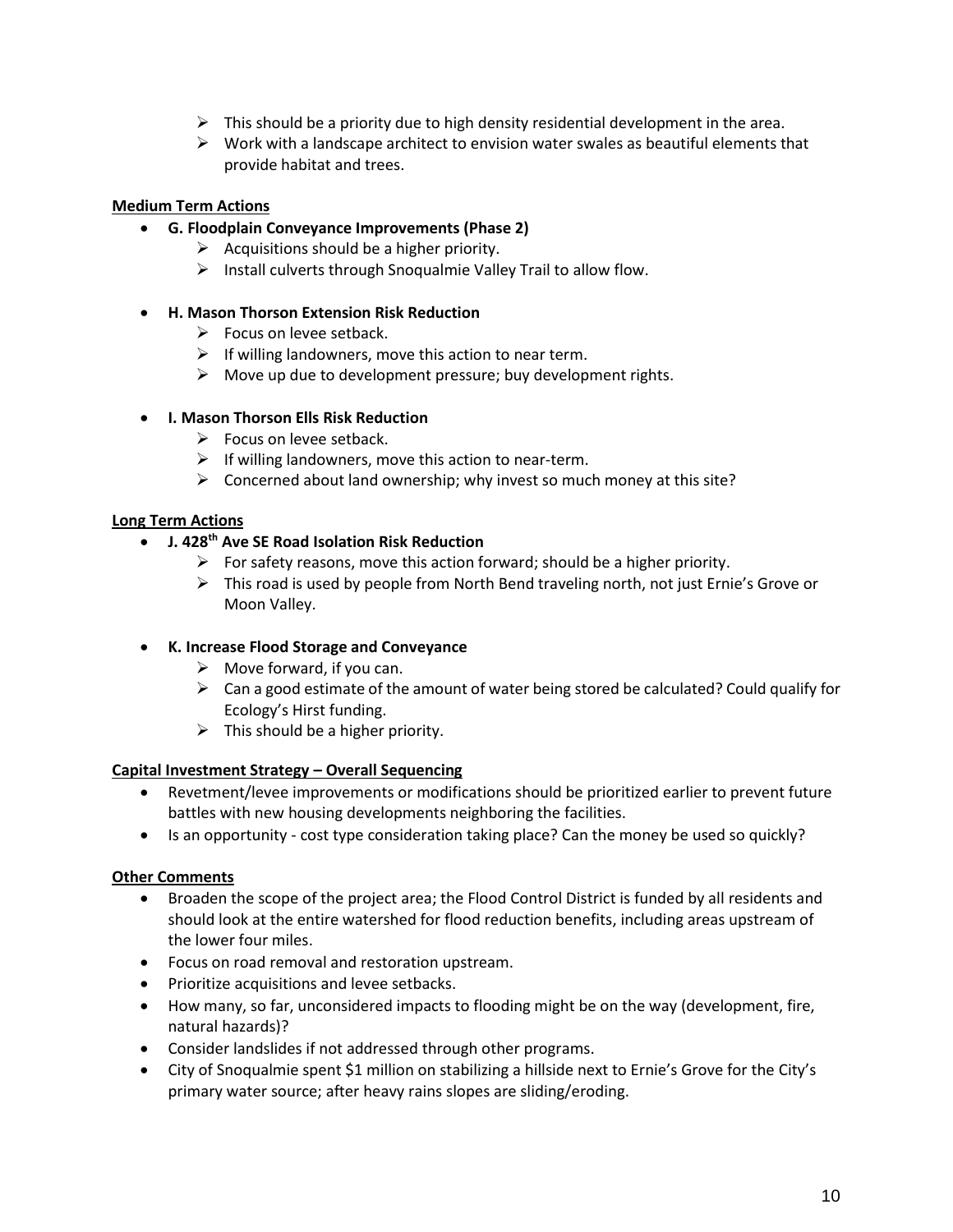- This should be a priority due to high density residential development in the area.
    - Work with a landscape architect to envision water swales as beautiful elements that provide habitat and trees.

**Medium Term Actions**

- **G. Floodplain Conveyance Improvements (Phase 2)**
    - Acquisitions should be a higher priority.
    - Install culverts through Snoqualmie Valley Trail to allow flow.

- **H. Mason Thorson Extension Risk Reduction**
    - Focus on levee setback.
    - If willing landowners, move this action to near term.
    - Move up due to development pressure; buy development rights.

- **I. Mason Thorson Ells Risk Reduction**
    - Focus on levee setback.
    - If willing landowners, move this action to near-term.
    - Concerned about land ownership; why invest so much money at this site?

**Long Term Actions**

- **J. 428th Ave SE Road Isolation Risk Reduction**
    - For safety reasons, move this action forward; should be a higher priority.
    - This road is used by people from North Bend traveling north, not just Ernie's Grove or Moon Valley.

- **K. Increase Flood Storage and Conveyance**
    - Move forward, if you can.
    - Can a good estimate of the amount of water being stored be calculated? Could qualify for Ecology's Hirst funding.
    - This should be a higher priority.

**Capital Investment Strategy – Overall Sequencing**

- Revetment/levee improvements or modifications should be prioritized earlier to prevent future battles with new housing developments neighboring the facilities.
- Is an opportunity - cost type consideration taking place? Can the money be used so quickly?

**Other Comments**

- Broaden the scope of the project area; the Flood Control District is funded by all residents and should look at the entire watershed for flood reduction benefits, including areas upstream of the lower four miles.
- Focus on road removal and restoration upstream.
- Prioritize acquisitions and levee setbacks.
- How many, so far, unconsidered impacts to flooding might be on the way (development, fire, natural hazards)?
- Consider landslides if not addressed through other programs.
- City of Snoqualmie spent $1 million on stabilizing a hillside next to Ernie's Grove for the City's primary water source; after heavy rains slopes are sliding/eroding.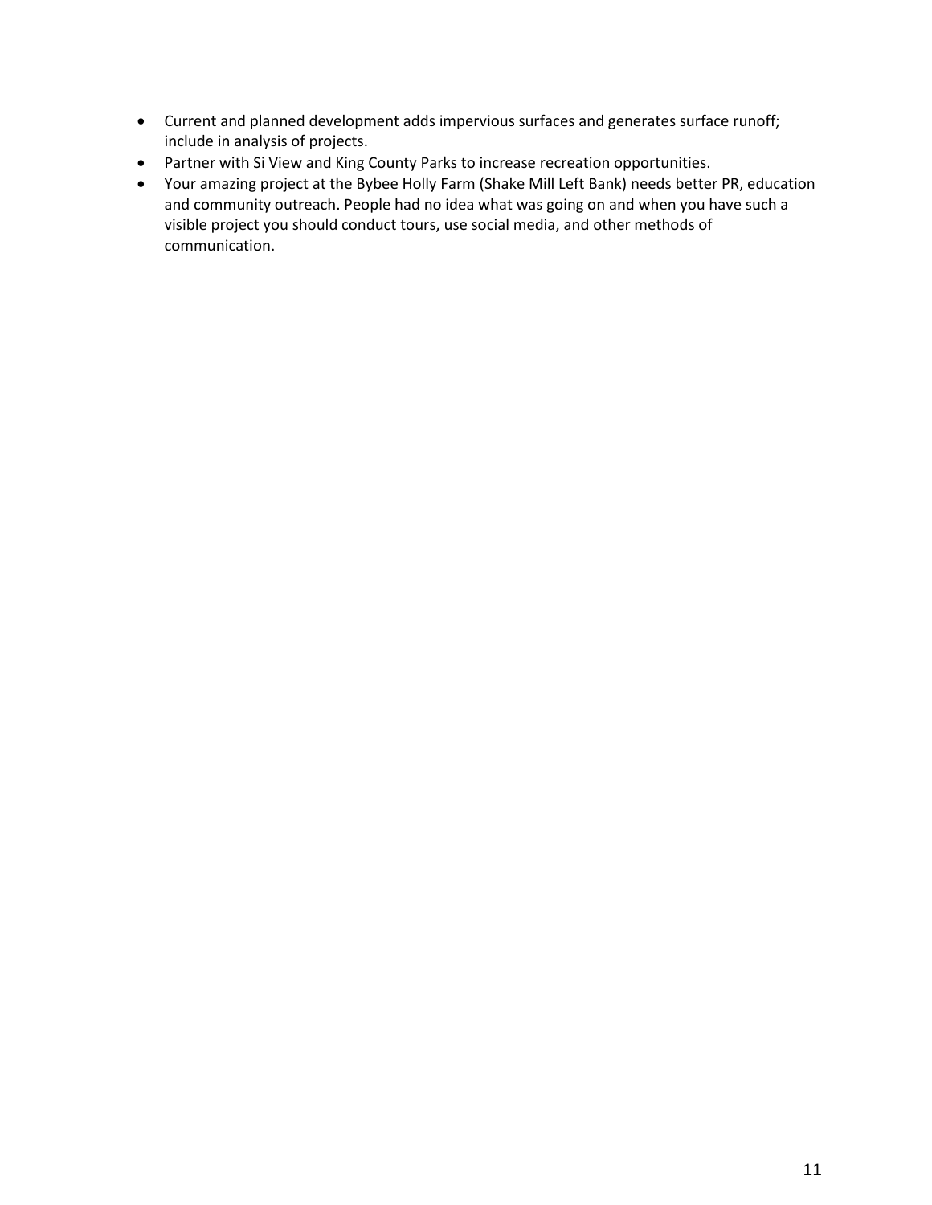- Current and planned development adds impervious surfaces and generates surface runoff; include in analysis of projects.
- Partner with Si View and King County Parks to increase recreation opportunities.
- Your amazing project at the Bybee Holly Farm (Shake Mill Left Bank) needs better PR, education and community outreach. People had no idea what was going on and when you have such a visible project you should conduct tours, use social media, and other methods of communication.